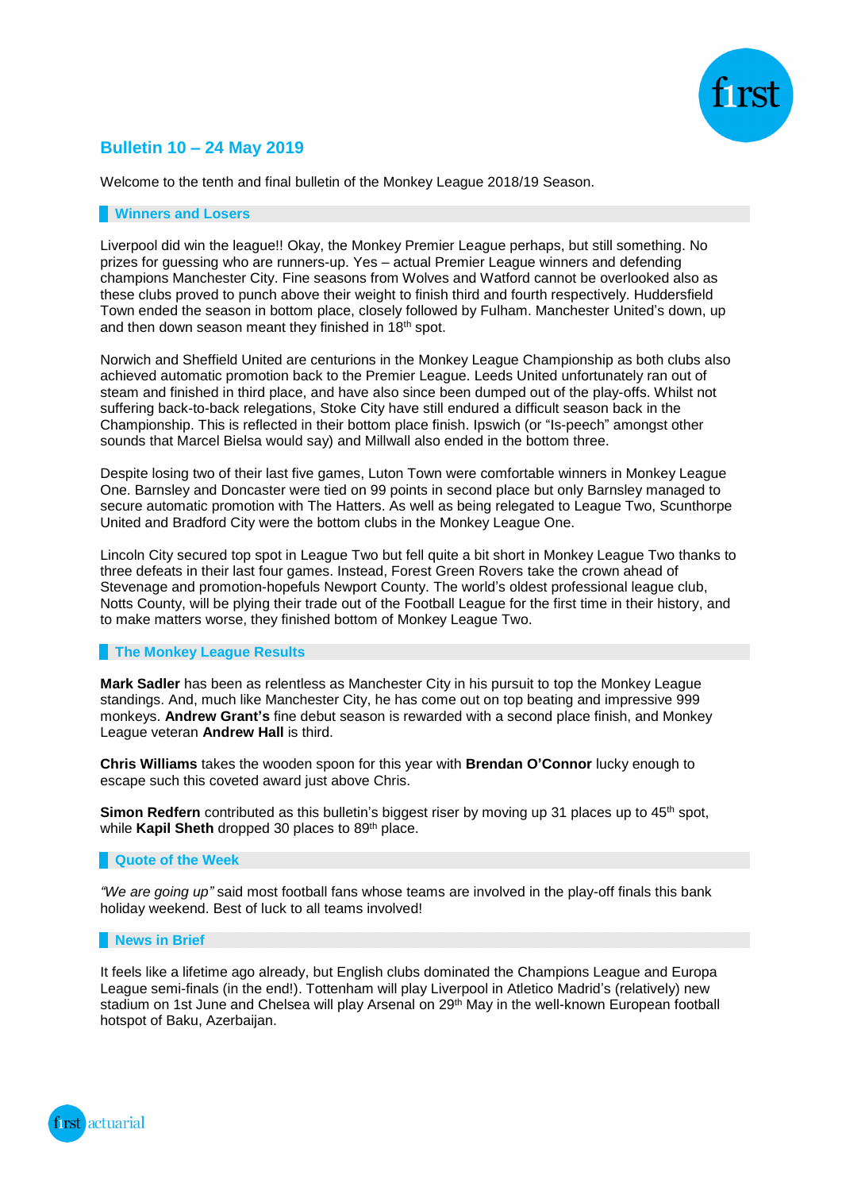## Bulletin 10 – 24 May 2019

Welcome to the tenth and final bulletin of the Monkey League 2018/19 Season.

### Winners and Losers

Liverpool did win the league!! Okay, the Monkey Premier League perhaps, but still something. No prizes for guessing who are runners-up. Yes – actual Premier League winners and defending champions Manchester City. Fine seasons from Wolves and Watford cannot be overlooked also as these clubs proved to punch above their weight to finish third and fourth respectively. Huddersfield Town ended the season in bottom place, closely followed by Fulham. Manchester United's down, up and then down season meant they finished in 18th spot.

Norwich and Sheffield United are centurions in the Monkey League Championship as both clubs also achieved automatic promotion back to the Premier League. Leeds United unfortunately ran out of steam and finished in third place, and have also since been dumped out of the play-offs. Whilst not suffering back-to-back relegations, Stoke City have still endured a difficult season back in the Championship. This is reflected in their bottom place finish. Ipswich (or "Is-peech" amongst other sounds that Marcel Bielsa would say) and Millwall also ended in the bottom three.

Despite losing two of their last five games, Luton Town were comfortable winners in Monkey League One. Barnsley and Doncaster were tied on 99 points in second place but only Barnsley managed to secure automatic promotion with The Hatters. As well as being relegated to League Two, Scunthorpe United and Bradford City were the bottom clubs in the Monkey League One.

Lincoln City secured top spot in League Two but fell quite a bit short in Monkey League Two thanks to three defeats in their last four games. Instead, Forest Green Rovers take the crown ahead of Stevenage and promotion-hopefuls Newport County. The world's oldest professional league club, Notts County, will be plying their trade out of the Football League for the first time in their history, and to make matters worse, they finished bottom of Monkey League Two.

### The Monkey League Results

**Mark Sadler** has been as relentless as Manchester City in his pursuit to top the Monkey League standings. And, much like Manchester City, he has come out on top beating and impressive 999 monkeys. **Andrew Grant's** fine debut season is rewarded with a second place finish, and Monkey League veteran **Andrew Hall** is third.

**Chris Williams** takes the wooden spoon for this year with **Brendan O'Connor** lucky enough to escape such this coveted award just above Chris.

**Simon Redfern** contributed as this bulletin's biggest riser by moving up 31 places up to 45th spot, while **Kapil Sheth** dropped 30 places to 89th place.

### Quote of the Week

*"We are going up"* said most football fans whose teams are involved in the play-off finals this bank holiday weekend. Best of luck to all teams involved!

### News in Brief

It feels like a lifetime ago already, but English clubs dominated the Champions League and Europa League semi-finals (in the end!). Tottenham will play Liverpool in Atletico Madrid's (relatively) new stadium on 1st June and Chelsea will play Arsenal on 29th May in the well-known European football hotspot of Baku, Azerbaijan.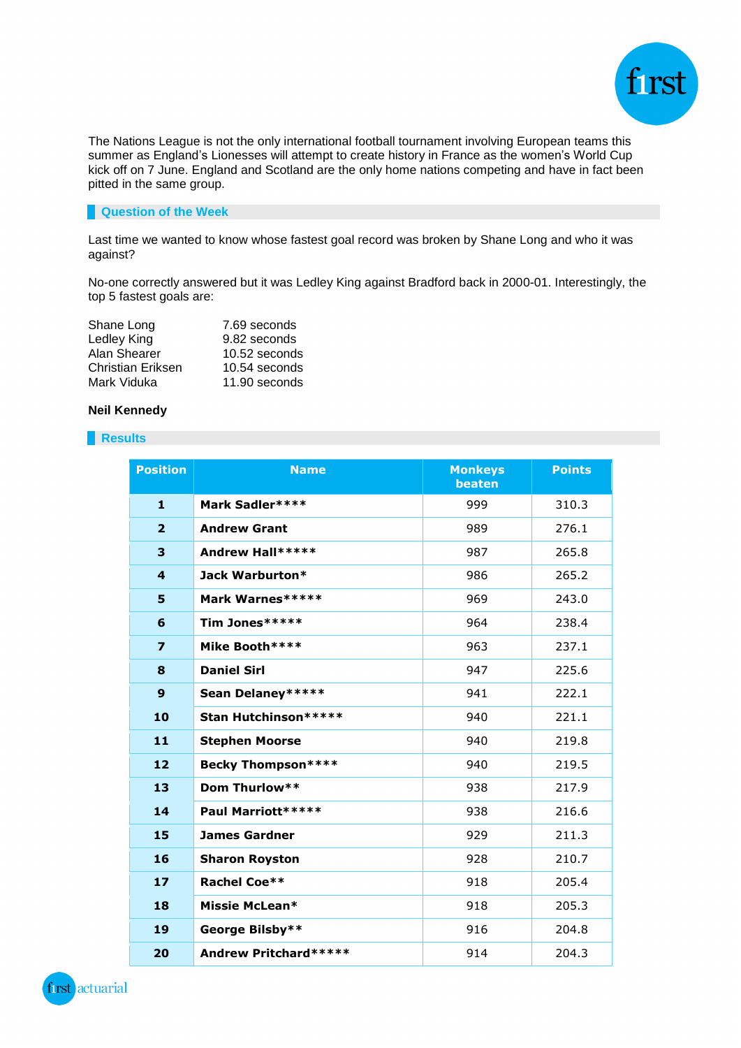The Nations League is not the only international football tournament involving European teams this summer as England's Lionesses will attempt to create history in France as the women's World Cup kick off on 7 June. England and Scotland are the only home nations competing and have in fact been pitted in the same group.

## Question of the Week

Last time we wanted to know whose fastest goal record was broken by Shane Long and who it was against?

No-one correctly answered but it was Ledley King against Bradford back in 2000-01. Interestingly, the top 5 fastest goals are:

| | |
|---|---|
| Shane Long | 7.69 seconds |
| Ledley King | 9.82 seconds |
| Alan Shearer | 10.52 seconds |
| Christian Eriksen | 10.54 seconds |
| Mark Viduka | 11.90 seconds |

**Neil Kennedy**

## Results

| Position | Name | Monkeys beaten | Points |
|---|---|---|---|
| 1 | Mark Sadler**** | 999 | 310.3 |
| 2 | Andrew Grant | 989 | 276.1 |
| 3 | Andrew Hall***** | 987 | 265.8 |
| 4 | Jack Warburton* | 986 | 265.2 |
| 5 | Mark Warnes***** | 969 | 243.0 |
| 6 | Tim Jones***** | 964 | 238.4 |
| 7 | Mike Booth**** | 963 | 237.1 |
| 8 | Daniel Sirl | 947 | 225.6 |
| 9 | Sean Delaney***** | 941 | 222.1 |
| 10 | Stan Hutchinson***** | 940 | 221.1 |
| 11 | Stephen Moorse | 940 | 219.8 |
| 12 | Becky Thompson**** | 940 | 219.5 |
| 13 | Dom Thurlow** | 938 | 217.9 |
| 14 | Paul Marriott***** | 938 | 216.6 |
| 15 | James Gardner | 929 | 211.3 |
| 16 | Sharon Royston | 928 | 210.7 |
| 17 | Rachel Coe** | 918 | 205.4 |
| 18 | Missie McLean* | 918 | 205.3 |
| 19 | George Bilsby** | 916 | 204.8 |
| 20 | Andrew Pritchard***** | 914 | 204.3 |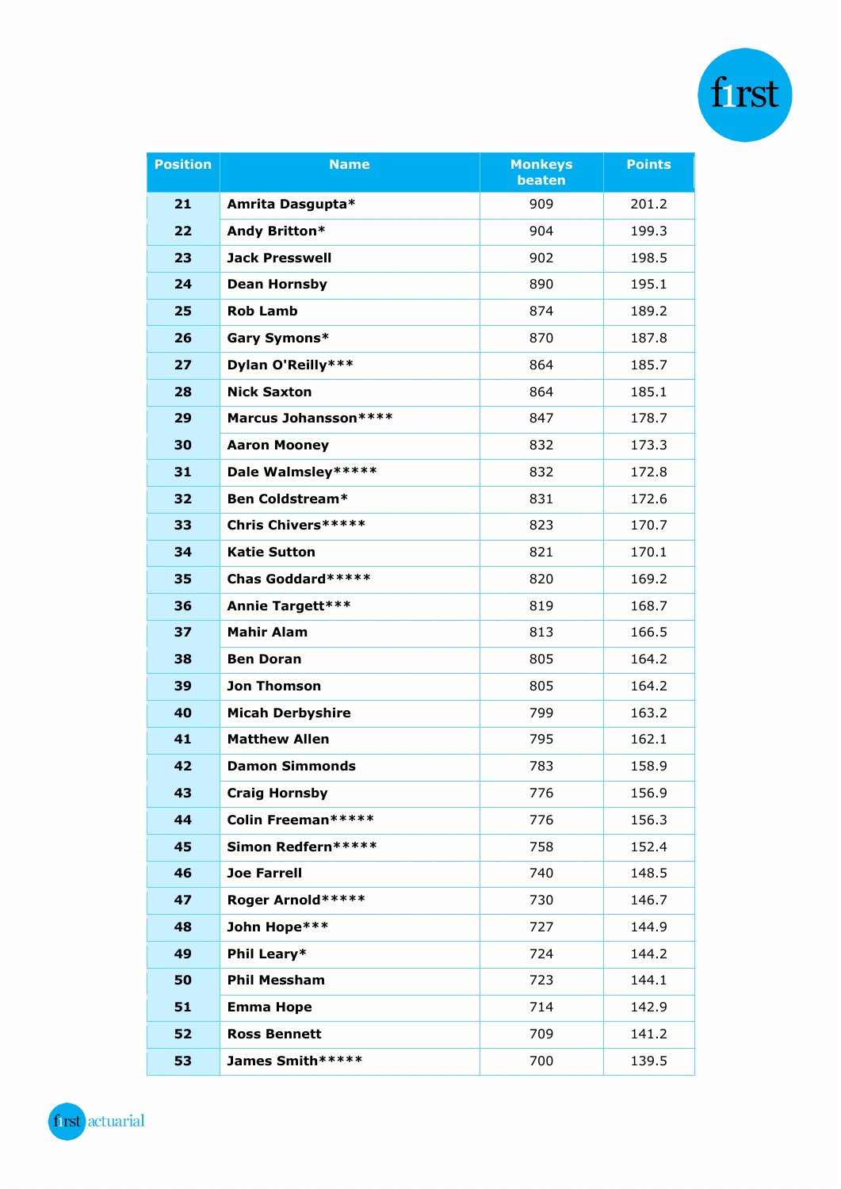| Position | Name | Monkeys beaten | Points |
|---|---|---|---|
| 21 | Amrita Dasgupta* | 909 | 201.2 |
| 22 | Andy Britton* | 904 | 199.3 |
| 23 | Jack Presswell | 902 | 198.5 |
| 24 | Dean Hornsby | 890 | 195.1 |
| 25 | Rob Lamb | 874 | 189.2 |
| 26 | Gary Symons* | 870 | 187.8 |
| 27 | Dylan O'Reilly*** | 864 | 185.7 |
| 28 | Nick Saxton | 864 | 185.1 |
| 29 | Marcus Johansson**** | 847 | 178.7 |
| 30 | Aaron Mooney | 832 | 173.3 |
| 31 | Dale Walmsley***** | 832 | 172.8 |
| 32 | Ben Coldstream* | 831 | 172.6 |
| 33 | Chris Chivers***** | 823 | 170.7 |
| 34 | Katie Sutton | 821 | 170.1 |
| 35 | Chas Goddard***** | 820 | 169.2 |
| 36 | Annie Targett*** | 819 | 168.7 |
| 37 | Mahir Alam | 813 | 166.5 |
| 38 | Ben Doran | 805 | 164.2 |
| 39 | Jon Thomson | 805 | 164.2 |
| 40 | Micah Derbyshire | 799 | 163.2 |
| 41 | Matthew Allen | 795 | 162.1 |
| 42 | Damon Simmonds | 783 | 158.9 |
| 43 | Craig Hornsby | 776 | 156.9 |
| 44 | Colin Freeman***** | 776 | 156.3 |
| 45 | Simon Redfern***** | 758 | 152.4 |
| 46 | Joe Farrell | 740 | 148.5 |
| 47 | Roger Arnold***** | 730 | 146.7 |
| 48 | John Hope*** | 727 | 144.9 |
| 49 | Phil Leary* | 724 | 144.2 |
| 50 | Phil Messham | 723 | 144.1 |
| 51 | Emma Hope | 714 | 142.9 |
| 52 | Ross Bennett | 709 | 141.2 |
| 53 | James Smith***** | 700 | 139.5 |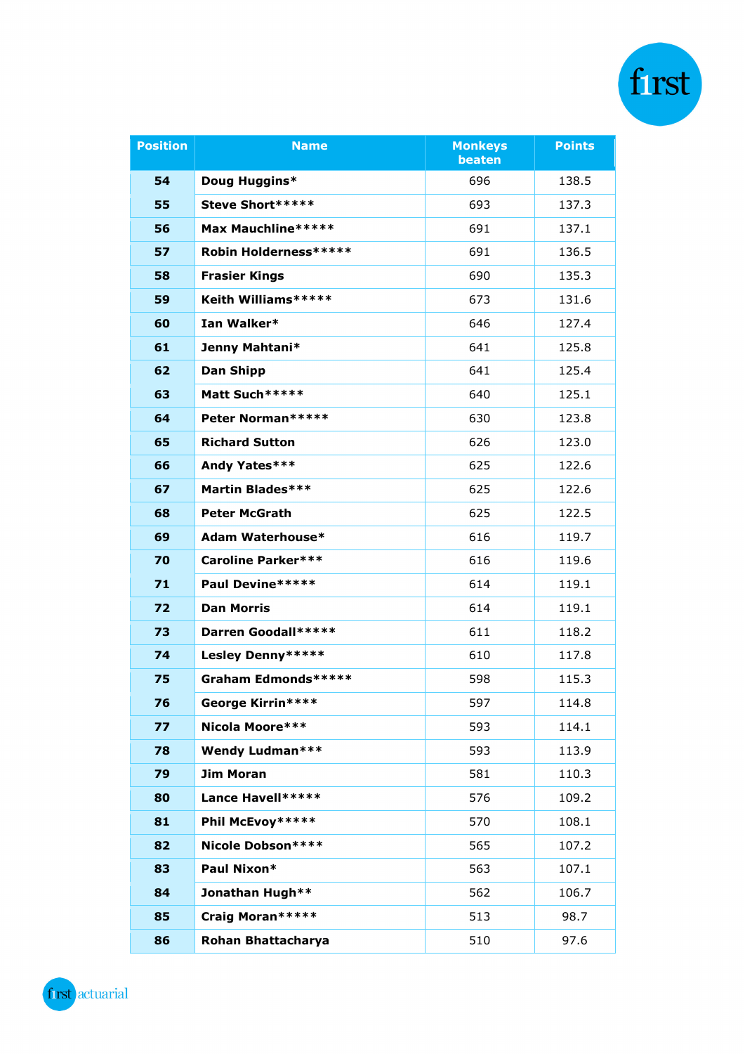| Position | Name | Monkeys beaten | Points |
|---|---|---|---|
| 54 | **Doug Huggins*** | 696 | 138.5 |
| 55 | **Steve Short******* | 693 | 137.3 |
| 56 | **Max Mauchline******* | 691 | 137.1 |
| 57 | **Robin Holderness******* | 691 | 136.5 |
| 58 | **Frasier Kings** | 690 | 135.3 |
| 59 | **Keith Williams******* | 673 | 131.6 |
| 60 | **Ian Walker*** | 646 | 127.4 |
| 61 | **Jenny Mahtani*** | 641 | 125.8 |
| 62 | **Dan Shipp** | 641 | 125.4 |
| 63 | **Matt Such******* | 640 | 125.1 |
| 64 | **Peter Norman******* | 630 | 123.8 |
| 65 | **Richard Sutton** | 626 | 123.0 |
| 66 | **Andy Yates***** | 625 | 122.6 |
| 67 | **Martin Blades***** | 625 | 122.6 |
| 68 | **Peter McGrath** | 625 | 122.5 |
| 69 | **Adam Waterhouse*** | 616 | 119.7 |
| 70 | **Caroline Parker***** | 616 | 119.6 |
| 71 | **Paul Devine******* | 614 | 119.1 |
| 72 | **Dan Morris** | 614 | 119.1 |
| 73 | **Darren Goodall******* | 611 | 118.2 |
| 74 | **Lesley Denny******* | 610 | 117.8 |
| 75 | **Graham Edmonds******* | 598 | 115.3 |
| 76 | **George Kirrin****** | 597 | 114.8 |
| 77 | **Nicola Moore***** | 593 | 114.1 |
| 78 | **Wendy Ludman***** | 593 | 113.9 |
| 79 | **Jim Moran** | 581 | 110.3 |
| 80 | **Lance Havell******* | 576 | 109.2 |
| 81 | **Phil McEvoy******* | 570 | 108.1 |
| 82 | **Nicole Dobson****** | 565 | 107.2 |
| 83 | **Paul Nixon*** | 563 | 107.1 |
| 84 | **Jonathan Hugh**** | 562 | 106.7 |
| 85 | **Craig Moran******* | 513 | 98.7 |
| 86 | **Rohan Bhattacharya** | 510 | 97.6 |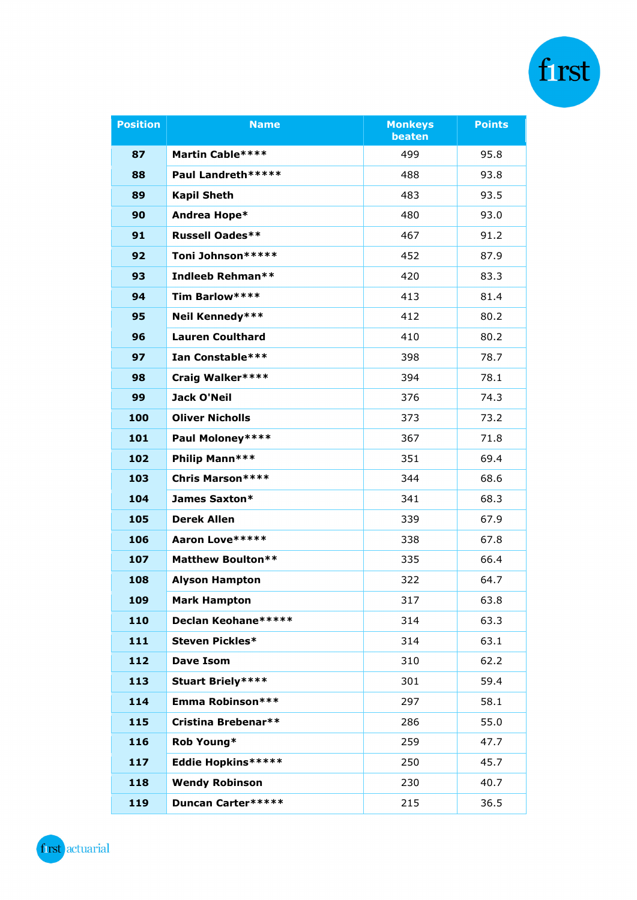| Position | Name | Monkeys beaten | Points |
|---|---|---|---|
| 87 | Martin Cable**** | 499 | 95.8 |
| 88 | Paul Landreth***** | 488 | 93.8 |
| 89 | Kapil Sheth | 483 | 93.5 |
| 90 | Andrea Hope* | 480 | 93.0 |
| 91 | Russell Oades** | 467 | 91.2 |
| 92 | Toni Johnson***** | 452 | 87.9 |
| 93 | Indleeb Rehman** | 420 | 83.3 |
| 94 | Tim Barlow**** | 413 | 81.4 |
| 95 | Neil Kennedy*** | 412 | 80.2 |
| 96 | Lauren Coulthard | 410 | 80.2 |
| 97 | Ian Constable*** | 398 | 78.7 |
| 98 | Craig Walker**** | 394 | 78.1 |
| 99 | Jack O'Neil | 376 | 74.3 |
| 100 | Oliver Nicholls | 373 | 73.2 |
| 101 | Paul Moloney**** | 367 | 71.8 |
| 102 | Philip Mann*** | 351 | 69.4 |
| 103 | Chris Marson**** | 344 | 68.6 |
| 104 | James Saxton* | 341 | 68.3 |
| 105 | Derek Allen | 339 | 67.9 |
| 106 | Aaron Love***** | 338 | 67.8 |
| 107 | Matthew Boulton** | 335 | 66.4 |
| 108 | Alyson Hampton | 322 | 64.7 |
| 109 | Mark Hampton | 317 | 63.8 |
| 110 | Declan Keohane***** | 314 | 63.3 |
| 111 | Steven Pickles* | 314 | 63.1 |
| 112 | Dave Isom | 310 | 62.2 |
| 113 | Stuart Briely**** | 301 | 59.4 |
| 114 | Emma Robinson*** | 297 | 58.1 |
| 115 | Cristina Brebenar** | 286 | 55.0 |
| 116 | Rob Young* | 259 | 47.7 |
| 117 | Eddie Hopkins***** | 250 | 45.7 |
| 118 | Wendy Robinson | 230 | 40.7 |
| 119 | Duncan Carter***** | 215 | 36.5 |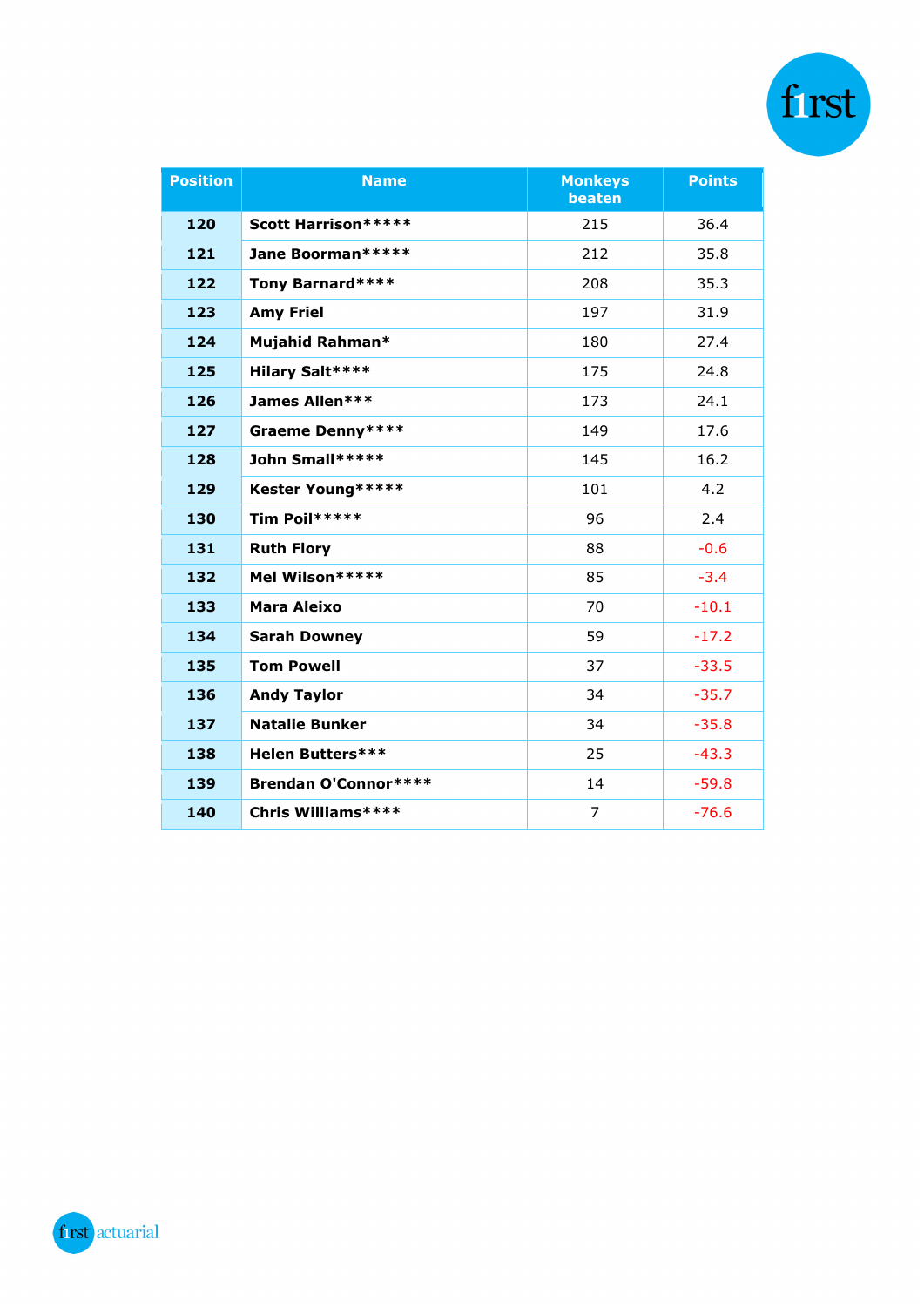| Position | Name | Monkeys beaten | Points |
|---|---|---|---|
| 120 | Scott Harrison***** | 215 | 36.4 |
| 121 | Jane Boorman***** | 212 | 35.8 |
| 122 | Tony Barnard**** | 208 | 35.3 |
| 123 | Amy Friel | 197 | 31.9 |
| 124 | Mujahid Rahman* | 180 | 27.4 |
| 125 | Hilary Salt**** | 175 | 24.8 |
| 126 | James Allen*** | 173 | 24.1 |
| 127 | Graeme Denny**** | 149 | 17.6 |
| 128 | John Small***** | 145 | 16.2 |
| 129 | Kester Young***** | 101 | 4.2 |
| 130 | Tim Poil***** | 96 | 2.4 |
| 131 | Ruth Flory | 88 | -0.6 |
| 132 | Mel Wilson***** | 85 | -3.4 |
| 133 | Mara Aleixo | 70 | -10.1 |
| 134 | Sarah Downey | 59 | -17.2 |
| 135 | Tom Powell | 37 | -33.5 |
| 136 | Andy Taylor | 34 | -35.7 |
| 137 | Natalie Bunker | 34 | -35.8 |
| 138 | Helen Butters*** | 25 | -43.3 |
| 139 | Brendan O'Connor**** | 14 | -59.8 |
| 140 | Chris Williams**** | 7 | -76.6 |